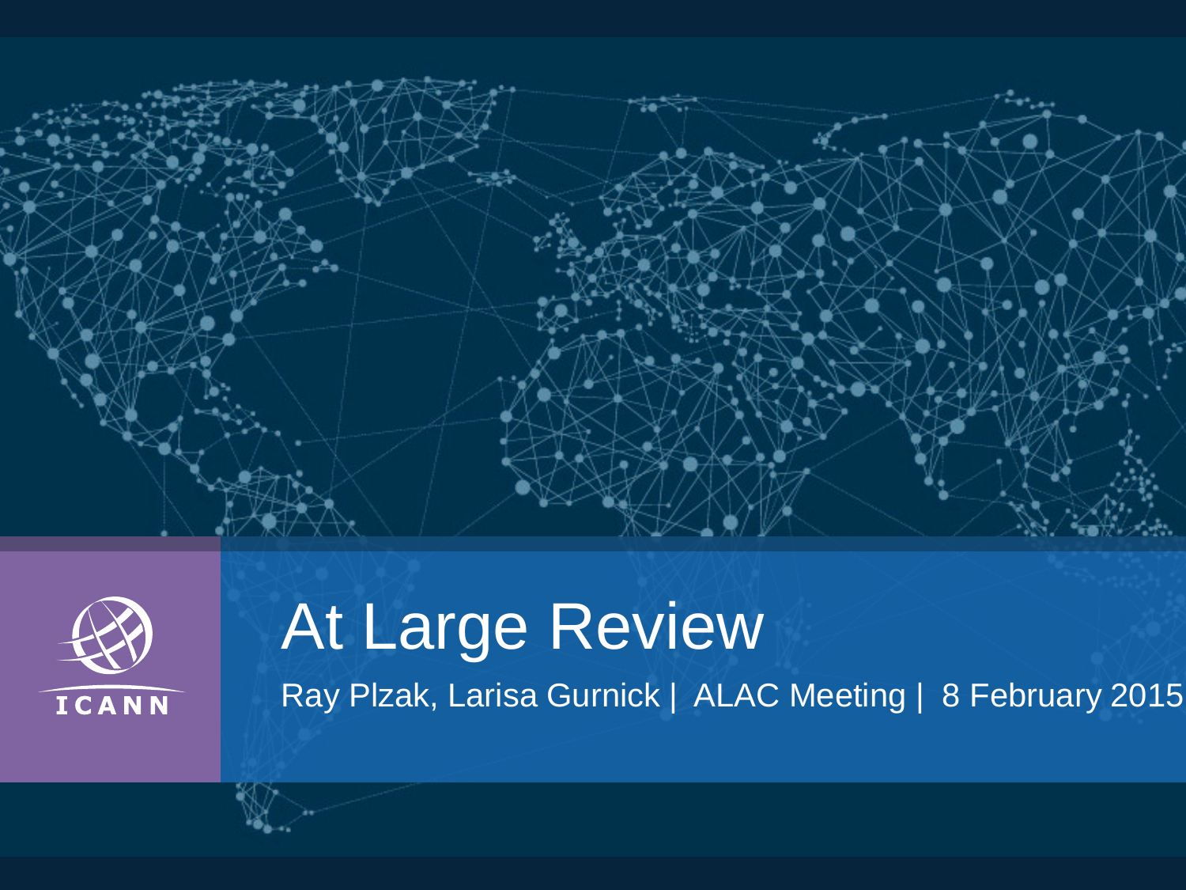# At Large Review

Ray Plzak, Larisa Gurnick | ALAC Meeting | 8 February 2015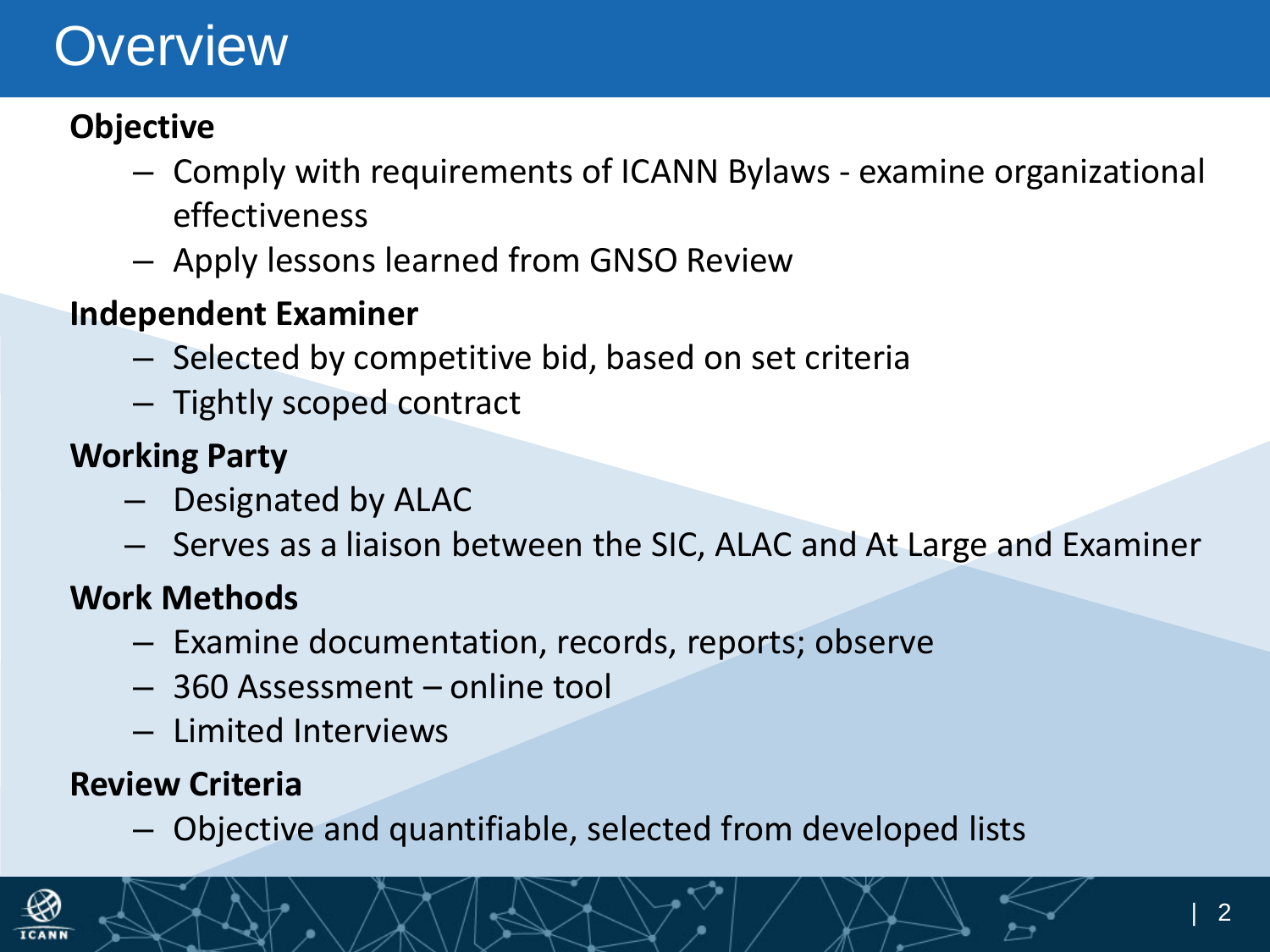# Overview

**Objective**

- Comply with requirements of ICANN Bylaws - examine organizational effectiveness
- Apply lessons learned from GNSO Review

**Independent Examiner**

- Selected by competitive bid, based on set criteria
- Tightly scoped contract

**Working Party**

- Designated by ALAC
- Serves as a liaison between the SIC, ALAC and At Large and Examiner

**Work Methods**

- Examine documentation, records, reports; observe
- 360 Assessment – online tool
- Limited Interviews

**Review Criteria**

- Objective and quantifiable, selected from developed lists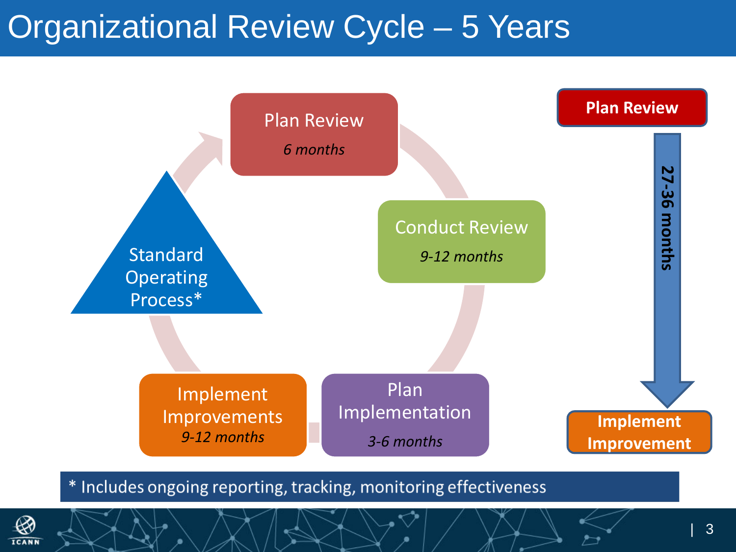# Organizational Review Cycle – 5 Years

Plan Review
*6 months*

Conduct Review
*9-12 months*

Plan Implementation
*3-6 months*

Implement Improvements
*9-12 months*

Standard Operating Process*

**Plan Review**

**27-36 months**

**Implement Improvement**

* Includes ongoing reporting, tracking, monitoring effectiveness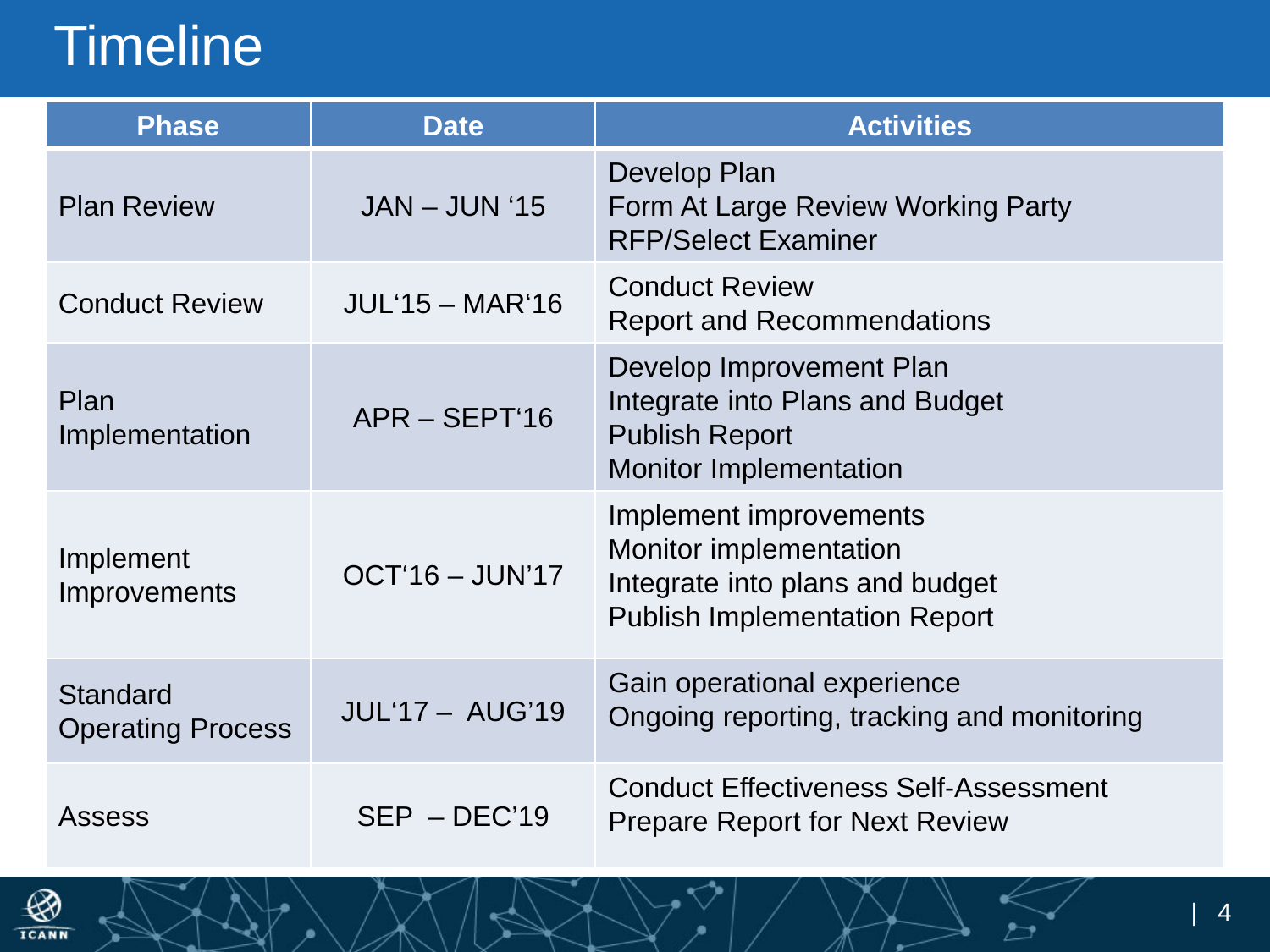# Timeline

| Phase | Date | Activities |
|---|---|---|
| Plan Review | JAN – JUN '15 | Develop Plan<br>Form At Large Review Working Party<br>RFP/Select Examiner |
| Conduct Review | JUL'15 – MAR'16 | Conduct Review<br>Report and Recommendations |
| Plan Implementation | APR – SEPT'16 | Develop Improvement Plan<br>Integrate into Plans and Budget<br>Publish Report<br>Monitor Implementation |
| Implement Improvements | OCT'16 – JUN'17 | Implement improvements<br>Monitor implementation<br>Integrate into plans and budget<br>Publish Implementation Report |
| Standard Operating Process | JUL'17 – AUG'19 | Gain operational experience<br>Ongoing reporting, tracking and monitoring |
| Assess | SEP – DEC'19 | Conduct Effectiveness Self-Assessment<br>Prepare Report for Next Review |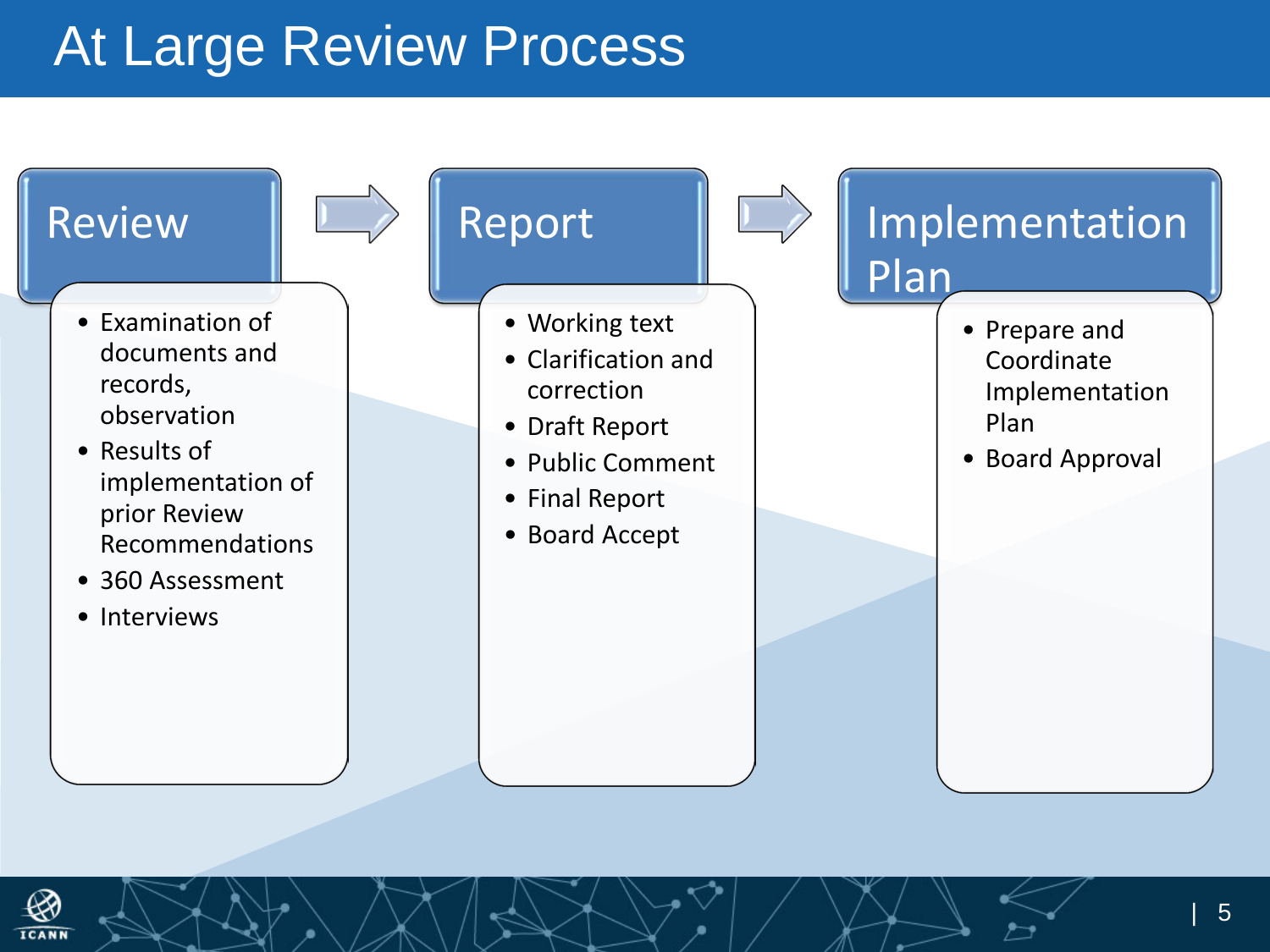# At Large Review Process

## Review

- Examination of documents and records, observation
- Results of implementation of prior Review Recommendations
- 360 Assessment
- Interviews

## Report

- Working text
- Clarification and correction
- Draft Report
- Public Comment
- Final Report
- Board Accept

## Implementation Plan

- Prepare and Coordinate Implementation Plan
- Board Approval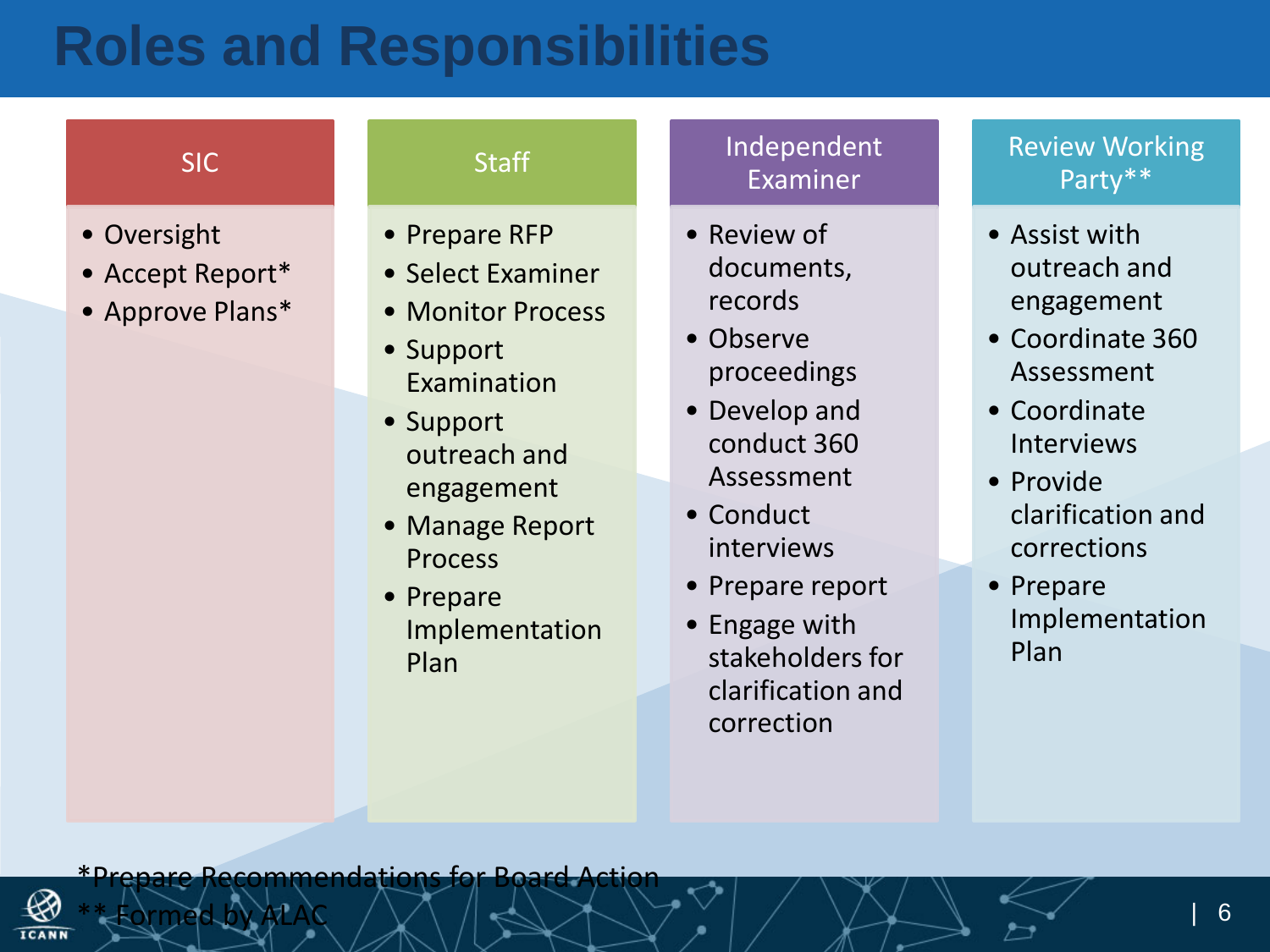# Roles and Responsibilities

## SIC

- Oversight
- Accept Report*
- Approve Plans*

## Staff

- Prepare RFP
- Select Examiner
- Monitor Process
- Support Examination
- Support outreach and engagement
- Manage Report Process
- Prepare Implementation Plan

## Independent Examiner

- Review of documents, records
- Observe proceedings
- Develop and conduct 360 Assessment
- Conduct interviews
- Prepare report
- Engage with stakeholders for clarification and correction

## Review Working Party**

- Assist with outreach and engagement
- Coordinate 360 Assessment
- Coordinate Interviews
- Provide clarification and corrections
- Prepare Implementation Plan

*Prepare Recommendations for Board Action

** Formed by ALAC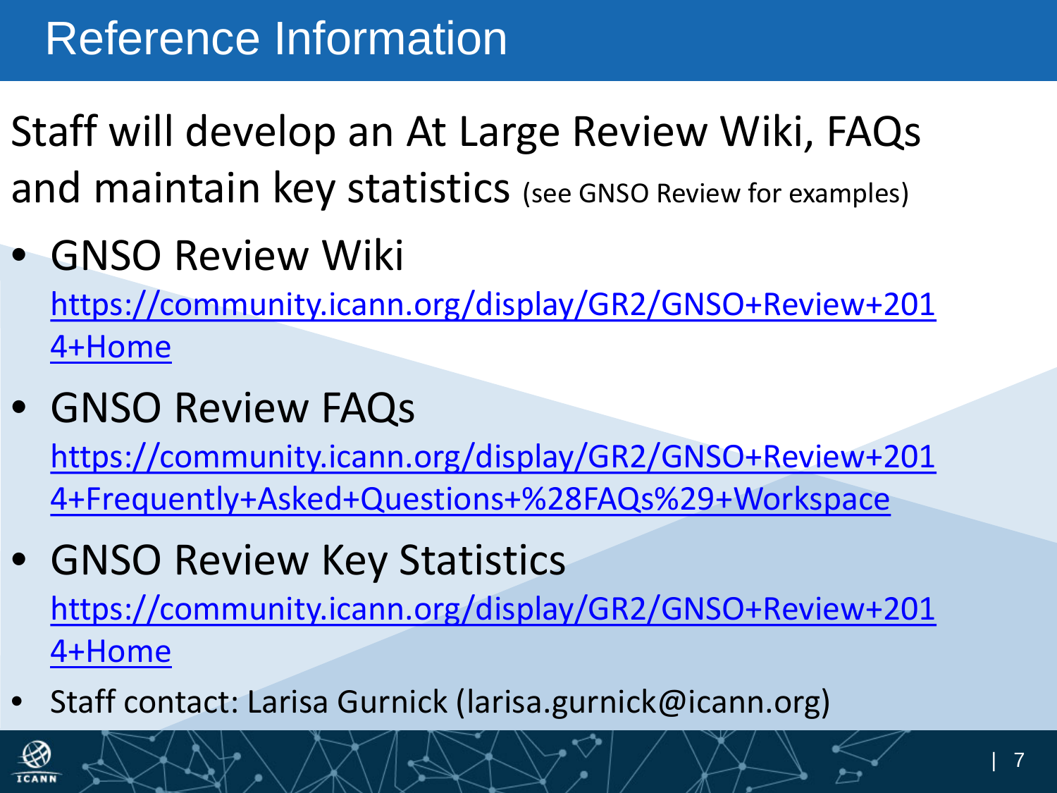# Reference Information

Staff will develop an At Large Review Wiki, FAQs and maintain key statistics (see GNSO Review for examples)

- GNSO Review Wiki
  https://community.icann.org/display/GR2/GNSO+Review+2014+Home
- GNSO Review FAQs
  https://community.icann.org/display/GR2/GNSO+Review+2014+Frequently+Asked+Questions+%28FAQs%29+Workspace
- GNSO Review Key Statistics
  https://community.icann.org/display/GR2/GNSO+Review+2014+Home
- Staff contact: Larisa Gurnick (larisa.gurnick@icann.org)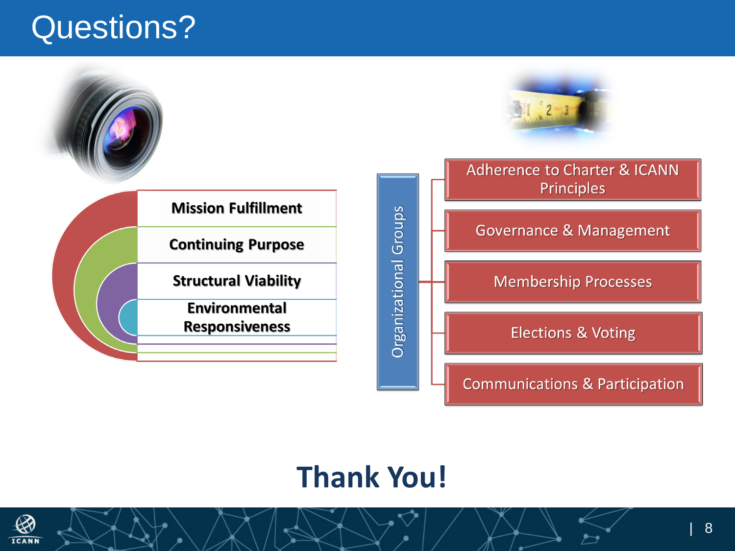# Questions?

Mission Fulfillment

Continuing Purpose

Structural Viability

Environmental Responsiveness

Organizational Groups

- Adherence to Charter & ICANN Principles
- Governance & Management
- Membership Processes
- Elections & Voting
- Communications & Participation

## Thank You!